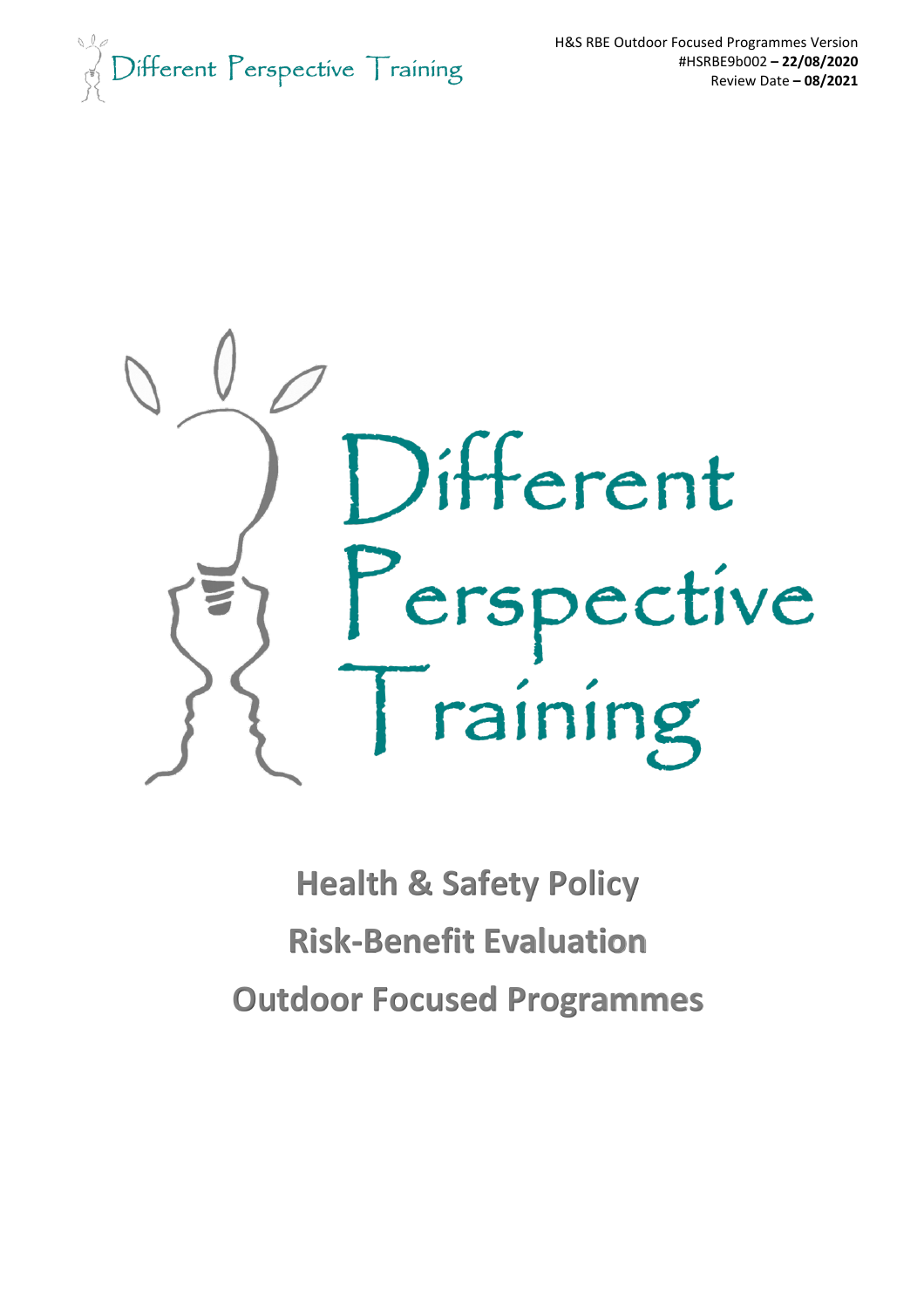H&S RBE Outdoor Focused Programmes Version
#HSRBE9b002 **– 22/08/2020**
Review Date **– 08/2021**

Different Perspective Training

# Health & Safety Policy

# Risk-Benefit Evaluation

# Outdoor Focused Programmes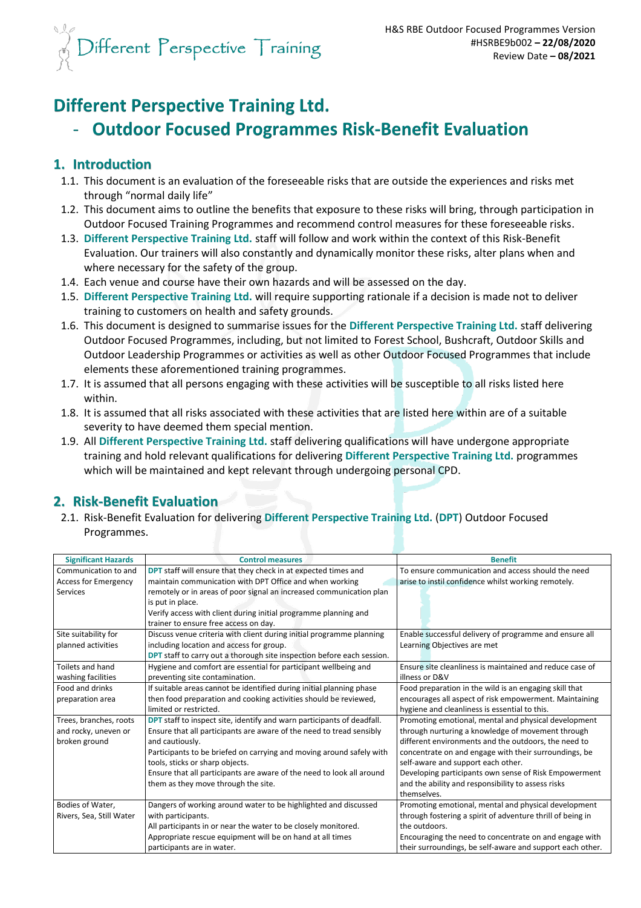# Different Perspective Training Ltd.

## - Outdoor Focused Programmes Risk-Benefit Evaluation

## 1. Introduction

1.1. This document is an evaluation of the foreseeable risks that are outside the experiences and risks met through "normal daily life"

1.2. This document aims to outline the benefits that exposure to these risks will bring, through participation in Outdoor Focused Training Programmes and recommend control measures for these foreseeable risks.

1.3. **Different Perspective Training Ltd.** staff will follow and work within the context of this Risk-Benefit Evaluation. Our trainers will also constantly and dynamically monitor these risks, alter plans when and where necessary for the safety of the group.

1.4. Each venue and course have their own hazards and will be assessed on the day.

1.5. **Different Perspective Training Ltd.** will require supporting rationale if a decision is made not to deliver training to customers on health and safety grounds.

1.6. This document is designed to summarise issues for the **Different Perspective Training Ltd.** staff delivering Outdoor Focused Programmes, including, but not limited to Forest School, Bushcraft, Outdoor Skills and Outdoor Leadership Programmes or activities as well as other Outdoor Focused Programmes that include elements these aforementioned training programmes.

1.7. It is assumed that all persons engaging with these activities will be susceptible to all risks listed here within.

1.8. It is assumed that all risks associated with these activities that are listed here within are of a suitable severity to have deemed them special mention.

1.9. All **Different Perspective Training Ltd.** staff delivering qualifications will have undergone appropriate training and hold relevant qualifications for delivering **Different Perspective Training Ltd.** programmes which will be maintained and kept relevant through undergoing personal CPD.

## 2. Risk-Benefit Evaluation

2.1. Risk-Benefit Evaluation for delivering **Different Perspective Training Ltd.** (**DPT**) Outdoor Focused Programmes.

| Significant Hazards | Control measures | Benefit |
|---|---|---|
| Communication to and Access for Emergency Services | **DPT** staff will ensure that they check in at expected times and maintain communication with DPT Office and when working remotely or in areas of poor signal an increased communication plan is put in place.<br>Verify access with client during initial programme planning and trainer to ensure free access on day. | To ensure communication and access should the need arise to instil confidence whilst working remotely. |
| Site suitability for planned activities | Discuss venue criteria with client during initial programme planning including location and access for group.<br>**DPT** staff to carry out a thorough site inspection before each session. | Enable successful delivery of programme and ensure all Learning Objectives are met |
| Toilets and hand washing facilities | Hygiene and comfort are essential for participant wellbeing and preventing site contamination. | Ensure site cleanliness is maintained and reduce case of illness or D&V |
| Food and drinks preparation area | If suitable areas cannot be identified during initial planning phase then food preparation and cooking activities should be reviewed, limited or restricted. | Food preparation in the wild is an engaging skill that encourages all aspect of risk empowerment. Maintaining hygiene and cleanliness is essential to this. |
| Trees, branches, roots and rocky, uneven or broken ground | **DPT** staff to inspect site, identify and warn participants of deadfall.<br>Ensure that all participants are aware of the need to tread sensibly and cautiously.<br>Participants to be briefed on carrying and moving around safely with tools, sticks or sharp objects.<br>Ensure that all participants are aware of the need to look all around them as they move through the site. | Promoting emotional, mental and physical development through nurturing a knowledge of movement through different environments and the outdoors, the need to concentrate on and engage with their surroundings, be self-aware and support each other.<br>Developing participants own sense of Risk Empowerment and the ability and responsibility to assess risks themselves. |
| Bodies of Water, Rivers, Sea, Still Water | Dangers of working around water to be highlighted and discussed with participants.<br>All participants in or near the water to be closely monitored.<br>Appropriate rescue equipment will be on hand at all times participants are in water. | Promoting emotional, mental and physical development through fostering a spirit of adventure thrill of being in the outdoors.<br>Encouraging the need to concentrate on and engage with their surroundings, be self-aware and support each other. |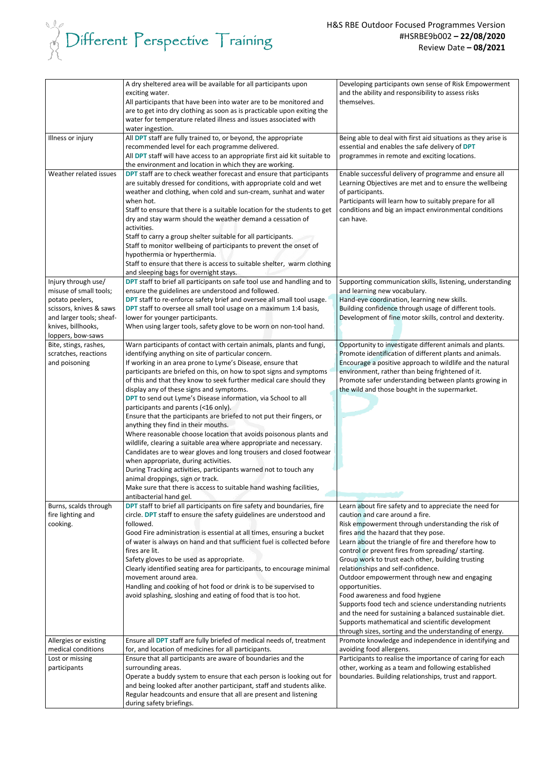| | | |
|---|---|---|
| | A dry sheltered area will be available for all participants upon exciting water.<br>All participants that have been into water are to be monitored and are to get into dry clothing as soon as is practicable upon exiting the water for temperature related illness and issues associated with water ingestion. | Developing participants own sense of Risk Empowerment and the ability and responsibility to assess risks themselves. |
| Illness or injury | All **DPT** staff are fully trained to, or beyond, the appropriate recommended level for each programme delivered.<br>All **DPT** staff will have access to an appropriate first aid kit suitable to the environment and location in which they are working. | Being able to deal with first aid situations as they arise is essential and enables the safe delivery of **DPT** programmes in remote and exciting locations. |
| Weather related issues | **DPT** staff are to check weather forecast and ensure that participants are suitably dressed for conditions, with appropriate cold and wet weather and clothing, when cold and sun-cream, sunhat and water when hot.<br>Staff to ensure that there is a suitable location for the students to get dry and stay warm should the weather demand a cessation of activities.<br>Staff to carry a group shelter suitable for all participants.<br>Staff to monitor wellbeing of participants to prevent the onset of hypothermia or hyperthermia.<br>Staff to ensure that there is access to suitable shelter, warm clothing and sleeping bags for overnight stays. | Enable successful delivery of programme and ensure all Learning Objectives are met and to ensure the wellbeing of participants.<br>Participants will learn how to suitably prepare for all conditions and big an impact environmental conditions can have. |
| Injury through use/ misuse of small tools; potato peelers, scissors, knives & saws and larger tools; sheaf-knives, billhooks, loppers, bow-saws | **DPT** staff to brief all participants on safe tool use and handling and to ensure the guidelines are understood and followed.<br>**DPT** staff to re-enforce safety brief and oversee all small tool usage.<br>**DPT** staff to oversee all small tool usage on a maximum 1:4 basis, lower for younger participants.<br>When using larger tools, safety glove to be worn on non-tool hand. | Supporting communication skills, listening, understanding and learning new vocabulary.<br>Hand-eye coordination, learning new skills.<br>Building confidence through usage of different tools.<br>Development of fine motor skills, control and dexterity. |
| Bite, stings, rashes, scratches, reactions and poisoning | Warn participants of contact with certain animals, plants and fungi, identifying anything on site of particular concern.<br>If working in an area prone to Lyme's Disease, ensure that participants are briefed on this, on how to spot signs and symptoms of this and that they know to seek further medical care should they display any of these signs and symptoms.<br>**DPT** to send out Lyme's Disease information, via School to all participants and parents (<16 only).<br>Ensure that the participants are briefed to not put their fingers, or anything they find in their mouths.<br>Where reasonable choose location that avoids poisonous plants and wildlife, clearing a suitable area where appropriate and necessary.<br>Candidates are to wear gloves and long trousers and closed footwear when appropriate, during activities.<br>During Tracking activities, participants warned not to touch any animal droppings, sign or track.<br>Make sure that there is access to suitable hand washing facilities, antibacterial hand gel. | Opportunity to investigate different animals and plants.<br>Promote identification of different plants and animals.<br>Encourage a positive approach to wildlife and the natural environment, rather than being frightened of it.<br>Promote safer understanding between plants growing in the wild and those bought in the supermarket. |
| Burns, scalds through fire lighting and cooking. | **DPT** staff to brief all participants on fire safety and boundaries, fire circle. **DPT** staff to ensure the safety guidelines are understood and followed.<br>Good Fire administration is essential at all times, ensuring a bucket of water is always on hand and that sufficient fuel is collected before fires are lit.<br>Safety gloves to be used as appropriate.<br>Clearly identified seating area for participants, to encourage minimal movement around area.<br>Handling and cooking of hot food or drink is to be supervised to avoid splashing, sloshing and eating of food that is too hot. | Learn about fire safety and to appreciate the need for caution and care around a fire.<br>Risk empowerment through understanding the risk of fires and the hazard that they pose.<br>Learn about the triangle of fire and therefore how to control or prevent fires from spreading/ starting.<br>Group work to trust each other, building trusting relationships and self-confidence.<br>Outdoor empowerment through new and engaging opportunities.<br>Food awareness and food hygiene<br>Supports food tech and science understanding nutrients and the need for sustaining a balanced sustainable diet.<br>Supports mathematical and scientific development through sizes, sorting and the understanding of energy. |
| Allergies or existing medical conditions | Ensure all **DPT** staff are fully briefed of medical needs of, treatment for, and location of medicines for all participants. | Promote knowledge and independence in identifying and avoiding food allergens. |
| Lost or missing participants | Ensure that all participants are aware of boundaries and the surrounding areas.<br>Operate a buddy system to ensure that each person is looking out for and being looked after another participant, staff and students alike.<br>Regular headcounts and ensure that all are present and listening during safety briefings. | Participants to realise the importance of caring for each other, working as a team and following established boundaries. Building relationships, trust and rapport. |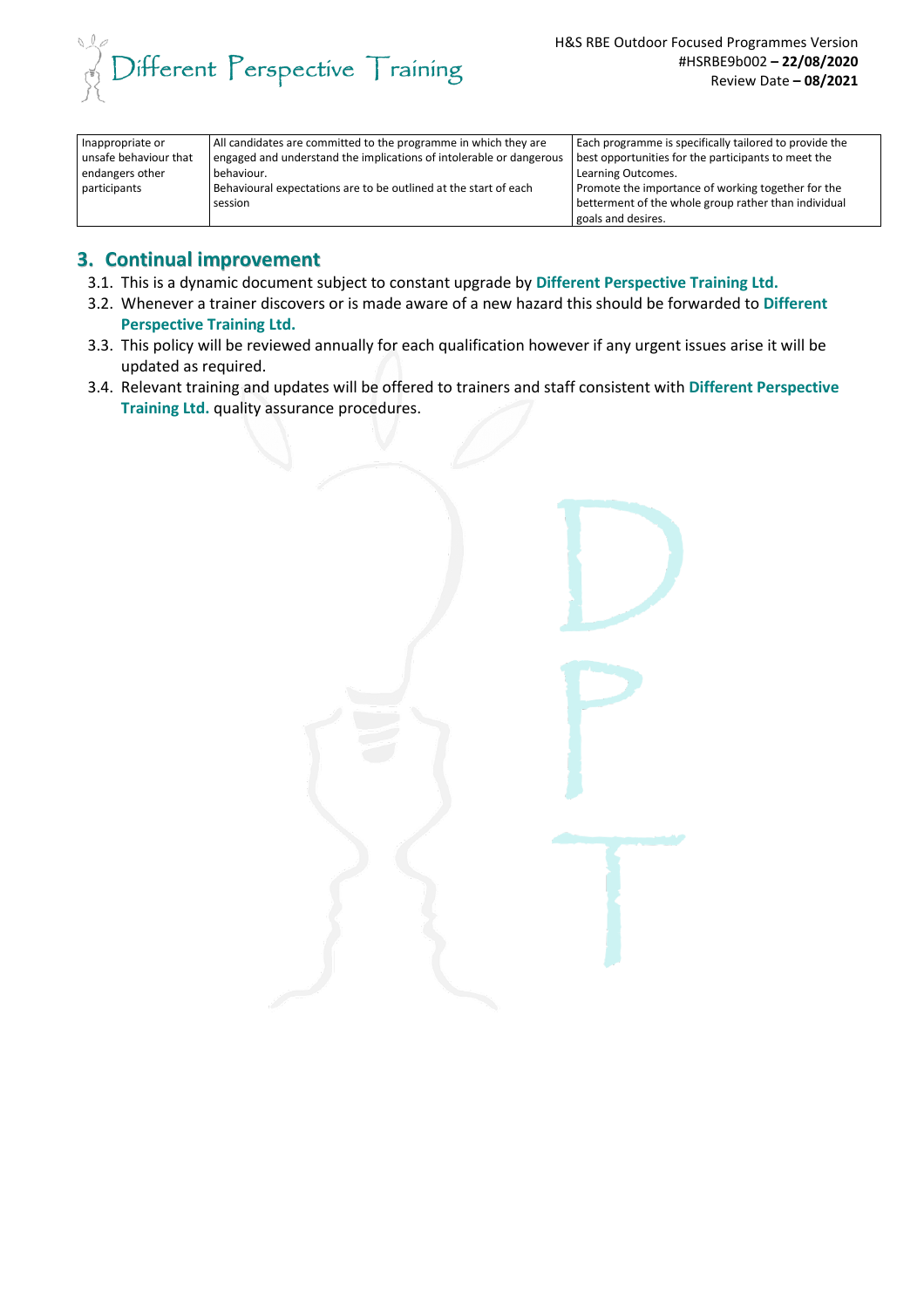| | | |
|---|---|---|
| Inappropriate or unsafe behaviour that endangers other participants | All candidates are committed to the programme in which they are engaged and understand the implications of intolerable or dangerous behaviour.<br>Behavioural expectations are to be outlined at the start of each session | Each programme is specifically tailored to provide the best opportunities for the participants to meet the Learning Outcomes.<br>Promote the importance of working together for the betterment of the whole group rather than individual goals and desires. |

## 3. Continual improvement

3.1. This is a dynamic document subject to constant upgrade by **Different Perspective Training Ltd.**

3.2. Whenever a trainer discovers or is made aware of a new hazard this should be forwarded to **Different Perspective Training Ltd.**

3.3. This policy will be reviewed annually for each qualification however if any urgent issues arise it will be updated as required.

3.4. Relevant training and updates will be offered to trainers and staff consistent with **Different Perspective Training Ltd.** quality assurance procedures.